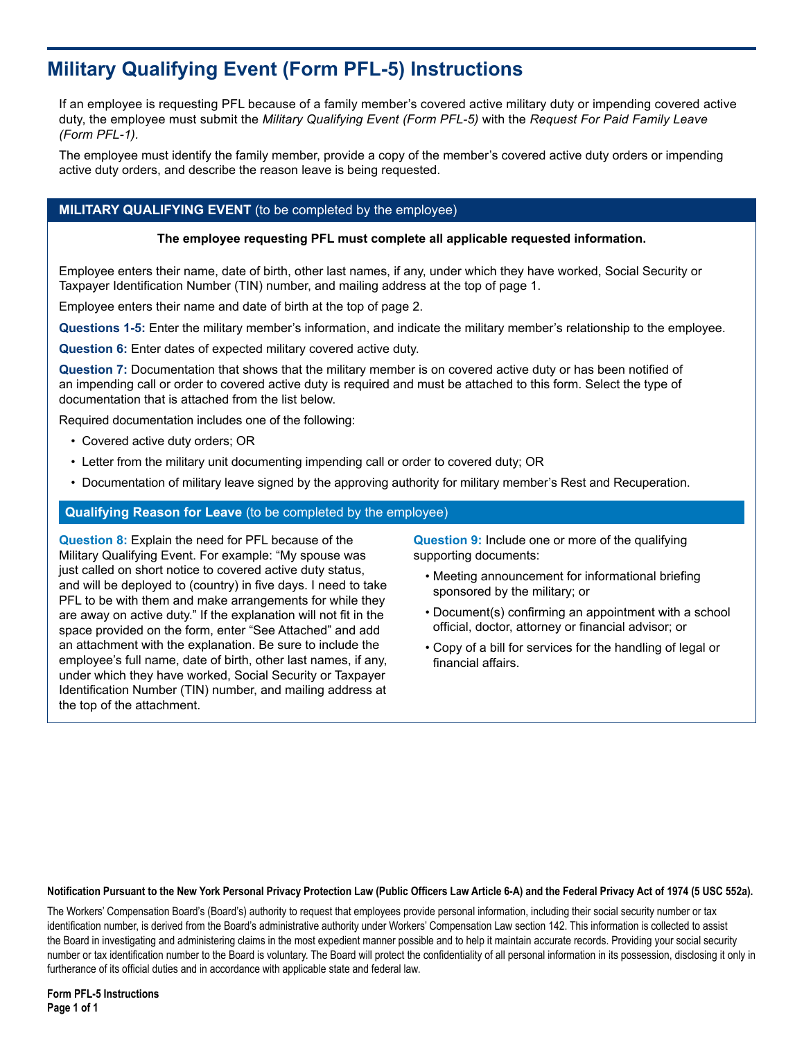# Military Qualifying Event (Form PFL-5) Instructions

If an employee is requesting PFL because of a family member's covered active military duty or impending covered active duty, the employee must submit the *Military Qualifying Event (Form PFL-5)* with the *Request For Paid Family Leave (Form PFL-1).*

The employee must identify the family member, provide a copy of the member's covered active duty orders or impending active duty orders, and describe the reason leave is being requested.

## MILITARY QUALIFYING EVENT (to be completed by the employee)

**The employee requesting PFL must complete all applicable requested information.**

Employee enters their name, date of birth, other last names, if any, under which they have worked, Social Security or Taxpayer Identification Number (TIN) number, and mailing address at the top of page 1.

Employee enters their name and date of birth at the top of page 2.

**Questions 1-5:** Enter the military member's information, and indicate the military member's relationship to the employee.

**Question 6:** Enter dates of expected military covered active duty.

**Question 7:** Documentation that shows that the military member is on covered active duty or has been notified of an impending call or order to covered active duty is required and must be attached to this form. Select the type of documentation that is attached from the list below.

Required documentation includes one of the following:

- Covered active duty orders; OR
- Letter from the military unit documenting impending call or order to covered duty; OR
- Documentation of military leave signed by the approving authority for military member's Rest and Recuperation.

### Qualifying Reason for Leave (to be completed by the employee)

**Question 8:** Explain the need for PFL because of the Military Qualifying Event. For example: "My spouse was just called on short notice to covered active duty status, and will be deployed to (country) in five days. I need to take PFL to be with them and make arrangements for while they are away on active duty." If the explanation will not fit in the space provided on the form, enter "See Attached" and add an attachment with the explanation. Be sure to include the employee's full name, date of birth, other last names, if any, under which they have worked, Social Security or Taxpayer Identification Number (TIN) number, and mailing address at the top of the attachment.

**Question 9:** Include one or more of the qualifying supporting documents:

- Meeting announcement for informational briefing sponsored by the military; or
- Document(s) confirming an appointment with a school official, doctor, attorney or financial advisor; or
- Copy of a bill for services for the handling of legal or financial affairs.

**Notification Pursuant to the New York Personal Privacy Protection Law (Public Officers Law Article 6-A) and the Federal Privacy Act of 1974 (5 USC 552a).**

The Workers' Compensation Board's (Board's) authority to request that employees provide personal information, including their social security number or tax identification number, is derived from the Board's administrative authority under Workers' Compensation Law section 142. This information is collected to assist the Board in investigating and administering claims in the most expedient manner possible and to help it maintain accurate records. Providing your social security number or tax identification number to the Board is voluntary. The Board will protect the confidentiality of all personal information in its possession, disclosing it only in furtherance of its official duties and in accordance with applicable state and federal law.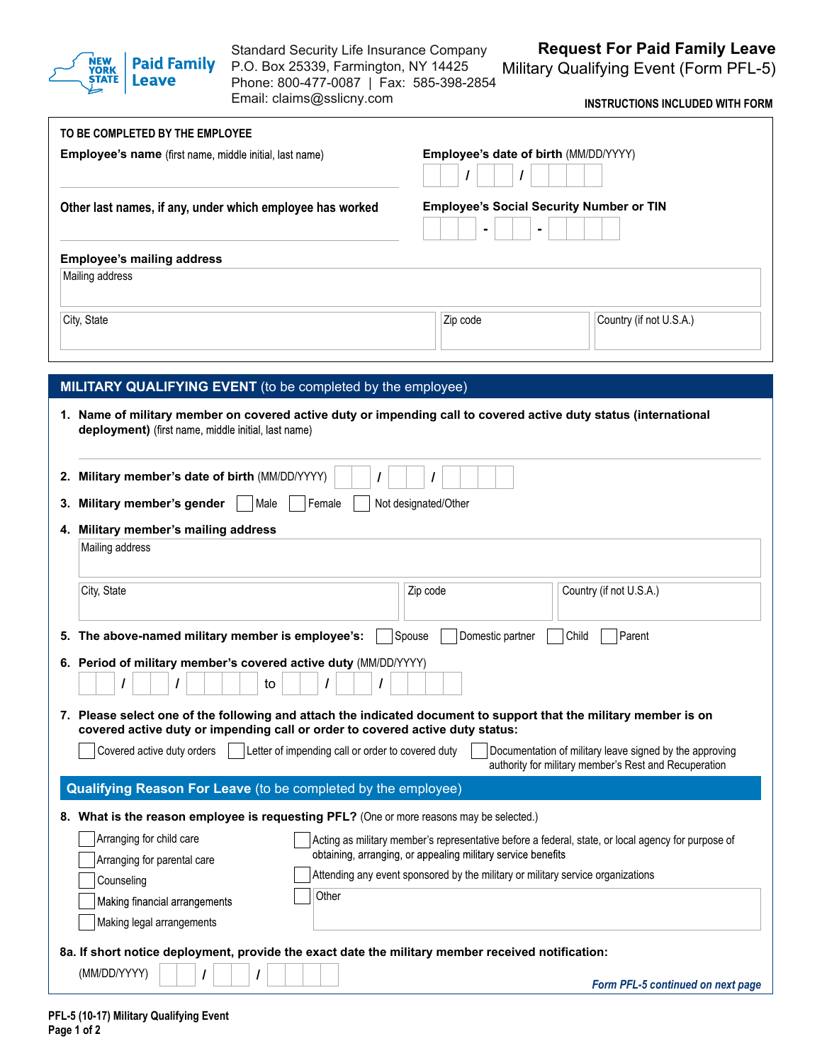**New York State Paid Family Leave**

Standard Security Life Insurance Company
P.O. Box 25339, Farmington, NY 14425
Phone: 800-477-0087 | Fax: 585-398-2854
Email: claims@sslicny.com

# Request For Paid Family Leave

## Military Qualifying Event (Form PFL-5)

**INSTRUCTIONS INCLUDED WITH FORM**

**TO BE COMPLETED BY THE EMPLOYEE**

**Employee's name** (first name, middle initial, last name)

**Employee's date of birth** (MM/DD/YYYY) \_\_ / \_\_ / \_\_\_\_

**Other last names, if any, under which employee has worked**

**Employee's Social Security Number or TIN** \_\_\_ - \_\_ - \_\_\_\_

**Employee's mailing address**

Mailing address

City, State | Zip code | Country (if not U.S.A.)

## MILITARY QUALIFYING EVENT (to be completed by the employee)

1. **Name of military member on covered active duty or impending call to covered active duty status (international deployment)** (first name, middle initial, last name)

2. **Military member's date of birth** (MM/DD/YYYY) \_\_ / \_\_ / \_\_\_\_

3. **Military member's gender** ☐ Male ☐ Female ☐ Not designated/Other

4. **Military member's mailing address**

   Mailing address

   City, State | Zip code | Country (if not U.S.A.)

5. **The above-named military member is employee's:** ☐ Spouse ☐ Domestic partner ☐ Child ☐ Parent

6. **Period of military member's covered active duty** (MM/DD/YYYY)

   \_\_ / \_\_ / \_\_\_\_ to \_\_ / \_\_ / \_\_\_\_

7. **Please select one of the following and attach the indicated document to support that the military member is on covered active duty or impending call or order to covered active duty status:**

   ☐ Covered active duty orders ☐ Letter of impending call or order to covered duty ☐ Documentation of military leave signed by the approving authority for military member's Rest and Recuperation

## Qualifying Reason For Leave (to be completed by the employee)

8. **What is the reason employee is requesting PFL?** (One or more reasons may be selected.)

   ☐ Arranging for child care
   ☐ Arranging for parental care
   ☐ Counseling
   ☐ Making financial arrangements
   ☐ Making legal arrangements
   ☐ Acting as military member's representative before a federal, state, or local agency for purpose of obtaining, arranging, or appealing military service benefits
   ☐ Attending any event sponsored by the military or military service organizations
   ☐ Other

8a. **If short notice deployment, provide the exact date the military member received notification:**

(MM/DD/YYYY) \_\_ / \_\_ / \_\_\_\_

*Form PFL-5 continued on next page*

PFL-5 (10-17) Military Qualifying Event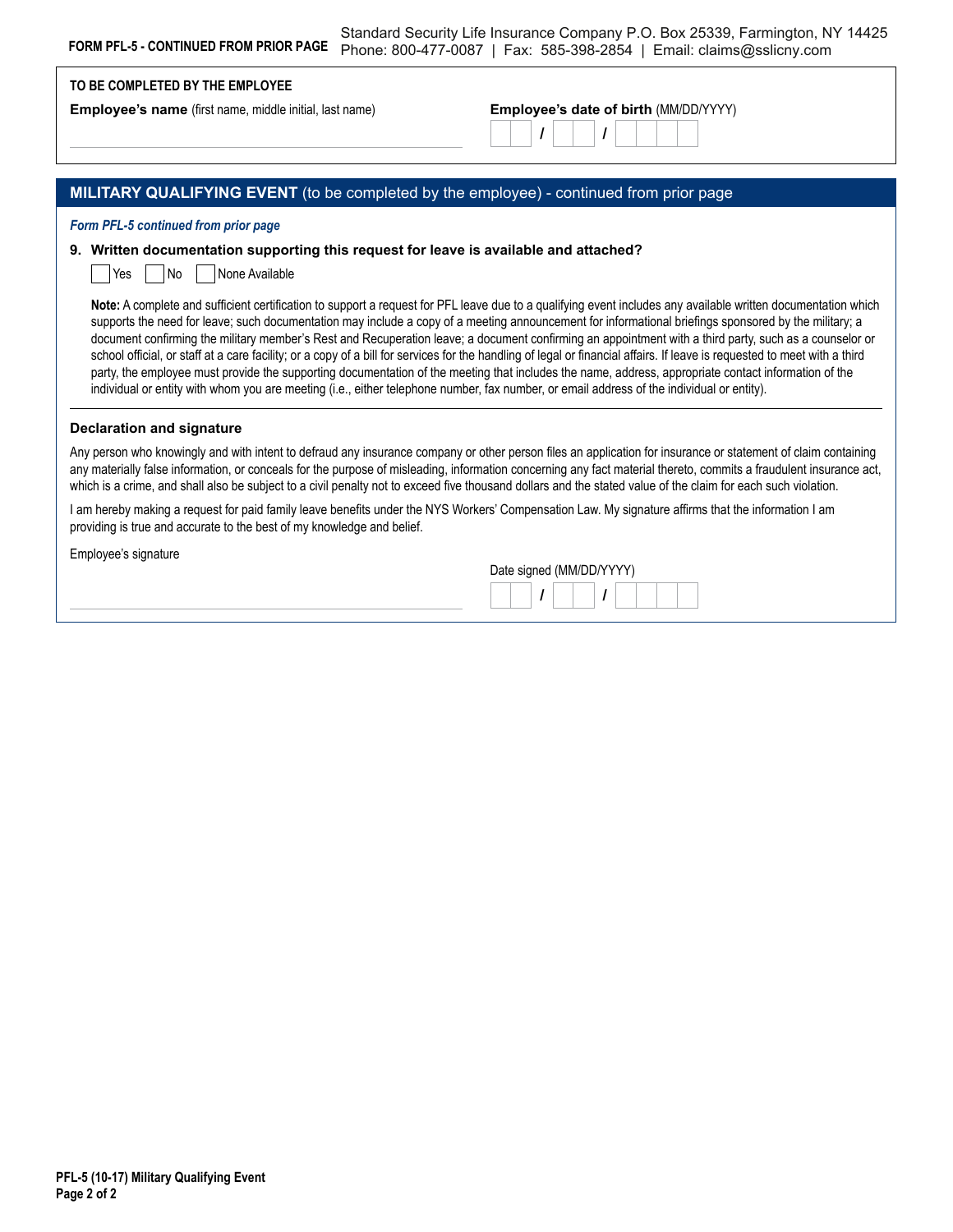**FORM PFL-5 - CONTINUED FROM PRIOR PAGE**

Standard Security Life Insurance Company P.O. Box 25339, Farmington, NY 14425
Phone: 800-477-0087 | Fax: 585-398-2854 | Email: claims@sslicny.com

**TO BE COMPLETED BY THE EMPLOYEE**

**Employee's name** (first name, middle initial, last name)

**Employee's date of birth** (MM/DD/YYYY)

___ / ___ / ______

## MILITARY QUALIFYING EVENT (to be completed by the employee) - continued from prior page

*Form PFL-5 continued from prior page*

**9. Written documentation supporting this request for leave is available and attached?**

☐ Yes ☐ No ☐ None Available

**Note:** A complete and sufficient certification to support a request for PFL leave due to a qualifying event includes any available written documentation which supports the need for leave; such documentation may include a copy of a meeting announcement for informational briefings sponsored by the military; a document confirming the military member's Rest and Recuperation leave; a document confirming an appointment with a third party, such as a counselor or school official, or staff at a care facility; or a copy of a bill for services for the handling of legal or financial affairs. If leave is requested to meet with a third party, the employee must provide the supporting documentation of the meeting that includes the name, address, appropriate contact information of the individual or entity with whom you are meeting (i.e., either telephone number, fax number, or email address of the individual or entity).

### Declaration and signature

Any person who knowingly and with intent to defraud any insurance company or other person files an application for insurance or statement of claim containing any materially false information, or conceals for the purpose of misleading, information concerning any fact material thereto, commits a fraudulent insurance act, which is a crime, and shall also be subject to a civil penalty not to exceed five thousand dollars and the stated value of the claim for each such violation.

I am hereby making a request for paid family leave benefits under the NYS Workers' Compensation Law. My signature affirms that the information I am providing is true and accurate to the best of my knowledge and belief.

Employee's signature

Date signed (MM/DD/YYYY)

___ / ___ / ______

**PFL-5 (10-17) Military Qualifying Event**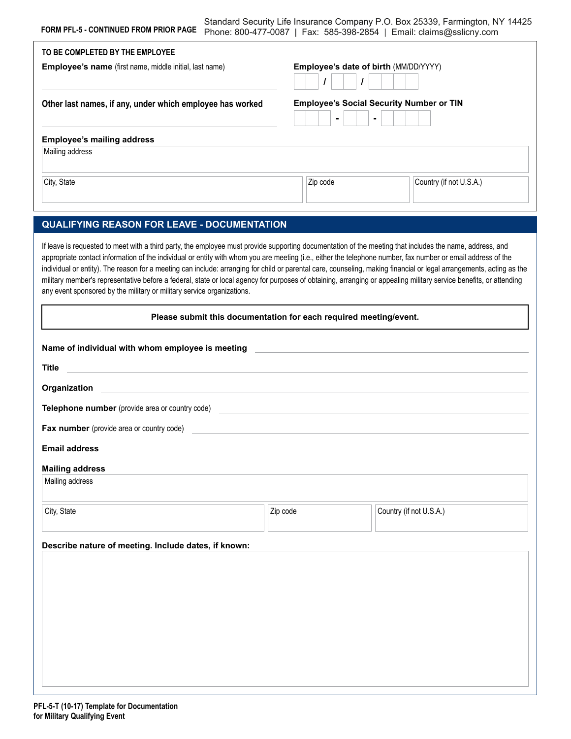FORM PFL-5 - CONTINUED FROM PRIOR PAGE

Standard Security Life Insurance Company P.O. Box 25339, Farmington, NY 14425
Phone: 800-477-0087 | Fax: 585-398-2854 | Email: claims@sslicny.com

**TO BE COMPLETED BY THE EMPLOYEE**

**Employee's name** (first name, middle initial, last name)

**Employee's date of birth** (MM/DD/YYYY) ___ / ___ / ______

**Other last names, if any, under which employee has worked**

**Employee's Social Security Number or TIN** ___ - ___ - ______

**Employee's mailing address**

| Mailing address | | |
|---|---|---|
| City, State | Zip code | Country (if not U.S.A.) |

## QUALIFYING REASON FOR LEAVE - DOCUMENTATION

If leave is requested to meet with a third party, the employee must provide supporting documentation of the meeting that includes the name, address, and appropriate contact information of the individual or entity with whom you are meeting (i.e., either the telephone number, fax number or email address of the individual or entity). The reason for a meeting can include: arranging for child or parental care, counseling, making financial or legal arrangements, acting as the military member's representative before a federal, state or local agency for purposes of obtaining, arranging or appealing military service benefits, or attending any event sponsored by the military or military service organizations.

**Please submit this documentation for each required meeting/event.**

**Name of individual with whom employee is meeting** ______________________

**Title** ______________________

**Organization** ______________________

**Telephone number** (provide area or country code) ______________________

**Fax number** (provide area or country code) ______________________

**Email address** ______________________

**Mailing address**

| Mailing address | | |
|---|---|---|
| City, State | Zip code | Country (if not U.S.A.) |

**Describe nature of meeting. Include dates, if known:**

PFL-5-T (10-17) Template for Documentation for Military Qualifying Event